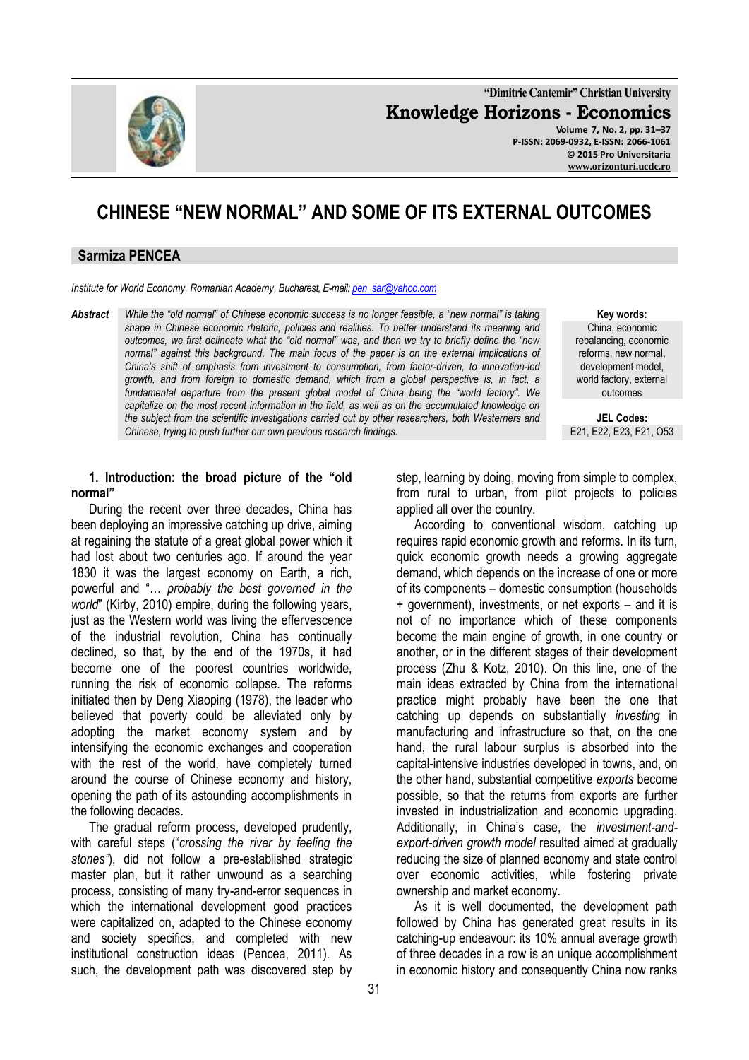# CHINESE "NEW NORMAL" AND SOME OF ITS EXTERNAL OUTCOMES

**Sarmiza PENCEA**

*Institute for World Economy, Romanian Academy, Bucharest, E-mail: pen_sar@yahoo.com*

***Abstract*** *While the "old normal" of Chinese economic success is no longer feasible, a "new normal" is taking shape in Chinese economic rhetoric, policies and realities. To better understand its meaning and outcomes, we first delineate what the "old normal" was, and then we try to briefly define the "new normal" against this background. The main focus of the paper is on the external implications of China's shift of emphasis from investment to consumption, from factor-driven, to innovation-led growth, and from foreign to domestic demand, which from a global perspective is, in fact, a fundamental departure from the present global model of China being the "world factory". We capitalize on the most recent information in the field, as well as on the accumulated knowledge on the subject from the scientific investigations carried out by other researchers, both Westerners and Chinese, trying to push further our own previous research findings.*

**Key words:** China, economic rebalancing, economic reforms, new normal, development model, world factory, external outcomes

**JEL Codes:** E21, E22, E23, F21, O53

## 1. Introduction: the broad picture of the "old normal"

During the recent over three decades, China has been deploying an impressive catching up drive, aiming at regaining the statute of a great global power which it had lost about two centuries ago. If around the year 1830 it was the largest economy on Earth, a rich, powerful and "… *probably the best governed in the world*" (Kirby, 2010) empire, during the following years, just as the Western world was living the effervescence of the industrial revolution, China has continually declined, so that, by the end of the 1970s, it had become one of the poorest countries worldwide, running the risk of economic collapse. The reforms initiated then by Deng Xiaoping (1978), the leader who believed that poverty could be alleviated only by adopting the market economy system and by intensifying the economic exchanges and cooperation with the rest of the world, have completely turned around the course of Chinese economy and history, opening the path of its astounding accomplishments in the following decades.

The gradual reform process, developed prudently, with careful steps ("*crossing the river by feeling the stones"*), did not follow a pre-established strategic master plan, but it rather unwound as a searching process, consisting of many try-and-error sequences in which the international development good practices were capitalized on, adapted to the Chinese economy and society specifics, and completed with new institutional construction ideas (Pencea, 2011). As such, the development path was discovered step by step, learning by doing, moving from simple to complex, from rural to urban, from pilot projects to policies applied all over the country.

According to conventional wisdom, catching up requires rapid economic growth and reforms. In its turn, quick economic growth needs a growing aggregate demand, which depends on the increase of one or more of its components – domestic consumption (households + government), investments, or net exports – and it is not of no importance which of these components become the main engine of growth, in one country or another, or in the different stages of their development process (Zhu & Kotz, 2010). On this line, one of the main ideas extracted by China from the international practice might probably have been the one that catching up depends on substantially *investing* in manufacturing and infrastructure so that, on the one hand, the rural labour surplus is absorbed into the capital-intensive industries developed in towns, and, on the other hand, substantial competitive *exports* become possible, so that the returns from exports are further invested in industrialization and economic upgrading. Additionally, in China's case, the *investment-and-export-driven growth model* resulted aimed at gradually reducing the size of planned economy and state control over economic activities, while fostering private ownership and market economy.

As it is well documented, the development path followed by China has generated great results in its catching-up endeavour: its 10% annual average growth of three decades in a row is an unique accomplishment in economic history and consequently China now ranks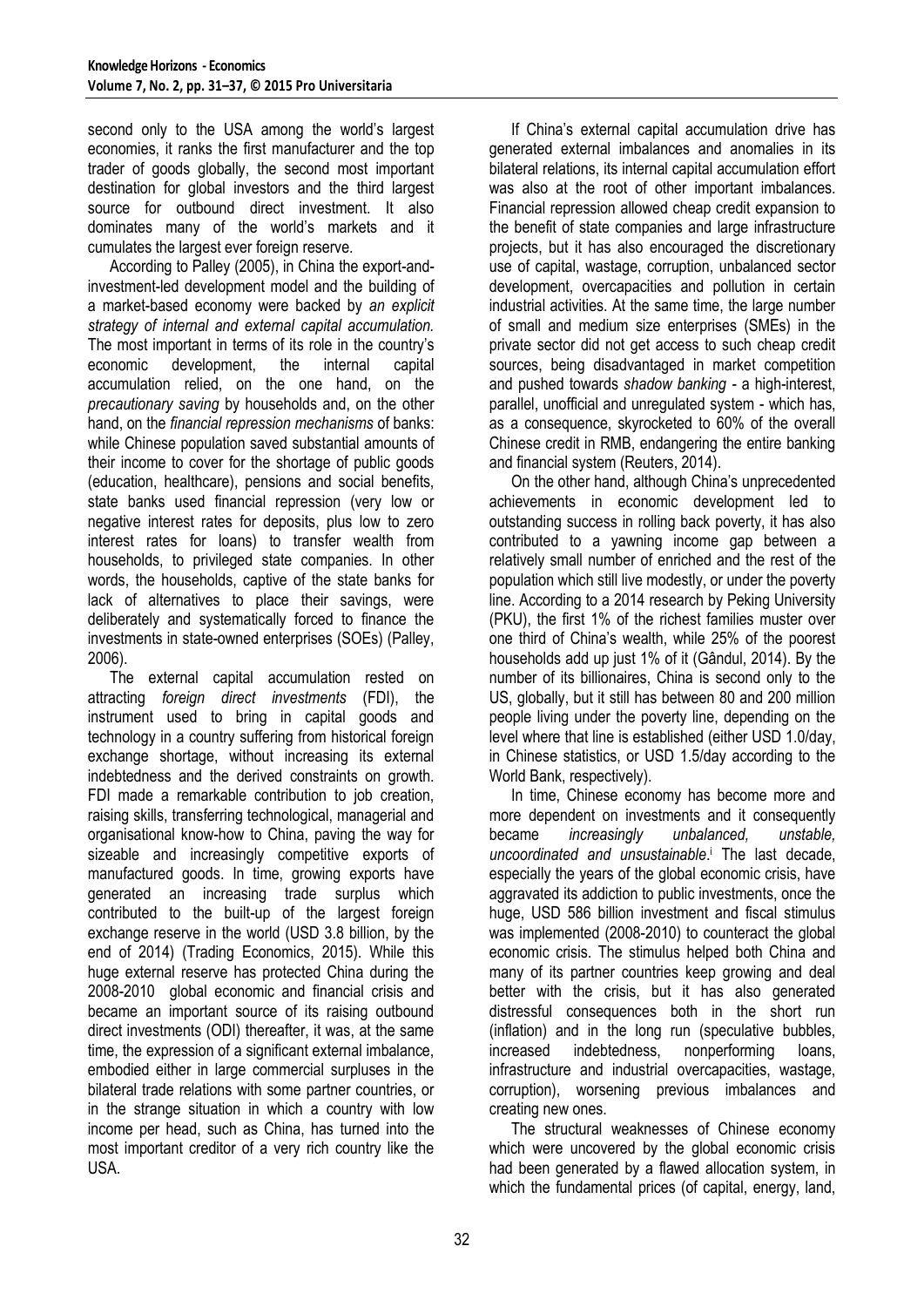second only to the USA among the world's largest economies, it ranks the first manufacturer and the top trader of goods globally, the second most important destination for global investors and the third largest source for outbound direct investment. It also dominates many of the world's markets and it cumulates the largest ever foreign reserve.

According to Palley (2005), in China the export-and-investment-led development model and the building of a market-based economy were backed by *an explicit strategy of internal and external capital accumulation.* The most important in terms of its role in the country's economic development, the internal capital accumulation relied, on the one hand, on the *precautionary saving* by households and, on the other hand, on the *financial repression mechanisms* of banks: while Chinese population saved substantial amounts of their income to cover for the shortage of public goods (education, healthcare), pensions and social benefits, state banks used financial repression (very low or negative interest rates for deposits, plus low to zero interest rates for loans) to transfer wealth from households, to privileged state companies. In other words, the households, captive of the state banks for lack of alternatives to place their savings, were deliberately and systematically forced to finance the investments in state-owned enterprises (SOEs) (Palley, 2006).

The external capital accumulation rested on attracting *foreign direct investments* (FDI), the instrument used to bring in capital goods and technology in a country suffering from historical foreign exchange shortage, without increasing its external indebtedness and the derived constraints on growth. FDI made a remarkable contribution to job creation, raising skills, transferring technological, managerial and organisational know-how to China, paving the way for sizeable and increasingly competitive exports of manufactured goods. In time, growing exports have generated an increasing trade surplus which contributed to the built-up of the largest foreign exchange reserve in the world (USD 3.8 billion, by the end of 2014) (Trading Economics, 2015). While this huge external reserve has protected China during the 2008-2010 global economic and financial crisis and became an important source of its raising outbound direct investments (ODI) thereafter, it was, at the same time, the expression of a significant external imbalance, embodied either in large commercial surpluses in the bilateral trade relations with some partner countries, or in the strange situation in which a country with low income per head, such as China, has turned into the most important creditor of a very rich country like the USA.

If China's external capital accumulation drive has generated external imbalances and anomalies in its bilateral relations, its internal capital accumulation effort was also at the root of other important imbalances. Financial repression allowed cheap credit expansion to the benefit of state companies and large infrastructure projects, but it has also encouraged the discretionary use of capital, wastage, corruption, unbalanced sector development, overcapacities and pollution in certain industrial activities. At the same time, the large number of small and medium size enterprises (SMEs) in the private sector did not get access to such cheap credit sources, being disadvantaged in market competition and pushed towards *shadow banking* - a high-interest, parallel, unofficial and unregulated system - which has, as a consequence, skyrocketed to 60% of the overall Chinese credit in RMB, endangering the entire banking and financial system (Reuters, 2014).

On the other hand, although China's unprecedented achievements in economic development led to outstanding success in rolling back poverty, it has also contributed to a yawning income gap between a relatively small number of enriched and the rest of the population which still live modestly, or under the poverty line. According to a 2014 research by Peking University (PKU), the first 1% of the richest families muster over one third of China's wealth, while 25% of the poorest households add up just 1% of it (Gândul, 2014). By the number of its billionaires, China is second only to the US, globally, but it still has between 80 and 200 million people living under the poverty line, depending on the level where that line is established (either USD 1.0/day, in Chinese statistics, or USD 1.5/day according to the World Bank, respectively).

In time, Chinese economy has become more and more dependent on investments and it consequently became *increasingly unbalanced, unstable, uncoordinated and unsustainable*.[i] The last decade, especially the years of the global economic crisis, have aggravated its addiction to public investments, once the huge, USD 586 billion investment and fiscal stimulus was implemented (2008-2010) to counteract the global economic crisis. The stimulus helped both China and many of its partner countries keep growing and deal better with the crisis, but it has also generated distressful consequences both in the short run (inflation) and in the long run (speculative bubbles, increased indebtedness, nonperforming loans, infrastructure and industrial overcapacities, wastage, corruption), worsening previous imbalances and creating new ones.

The structural weaknesses of Chinese economy which were uncovered by the global economic crisis had been generated by a flawed allocation system, in which the fundamental prices (of capital, energy, land,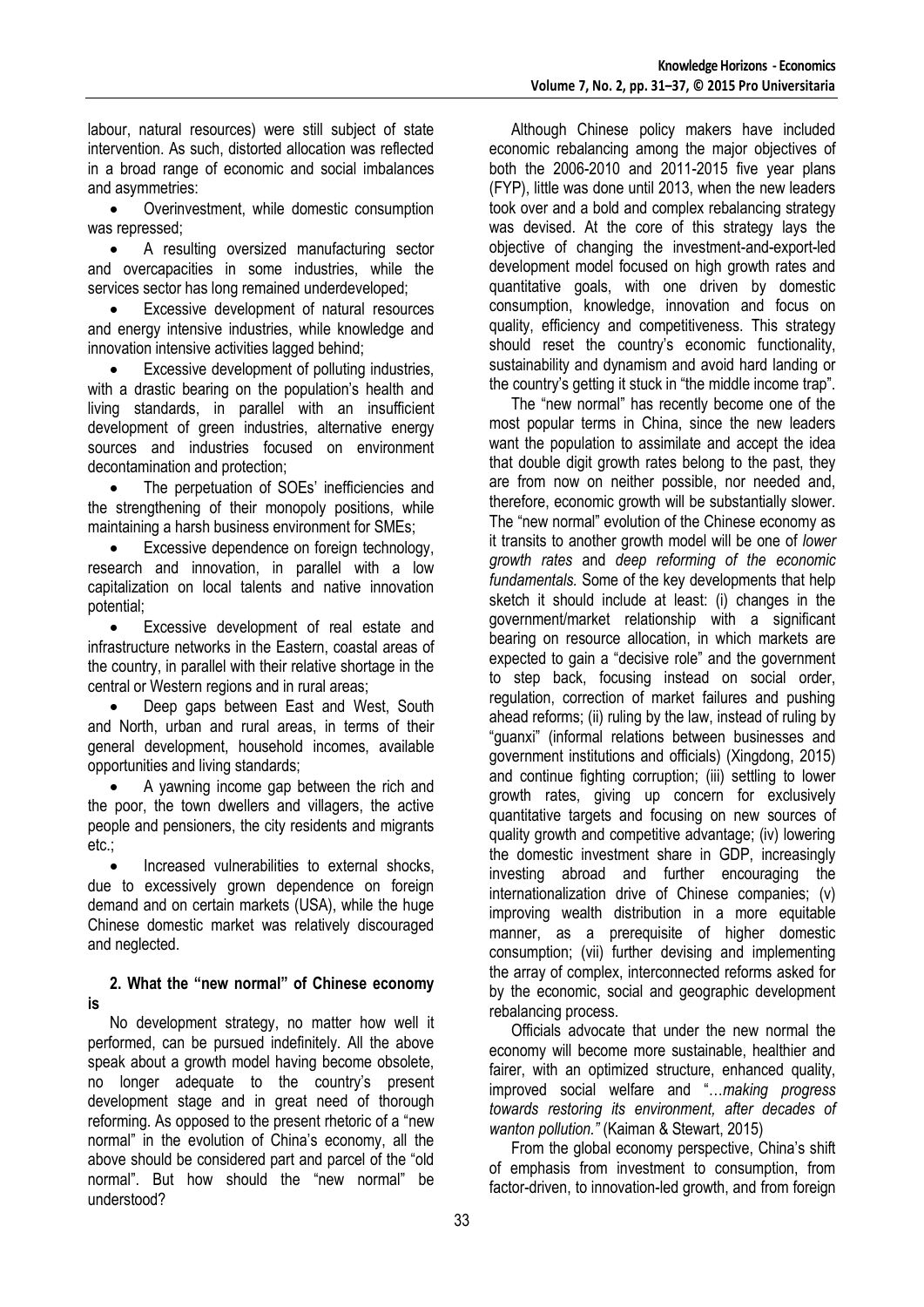labour, natural resources) were still subject of state intervention. As such, distorted allocation was reflected in a broad range of economic and social imbalances and asymmetries:

- Overinvestment, while domestic consumption was repressed;
- A resulting oversized manufacturing sector and overcapacities in some industries, while the services sector has long remained underdeveloped;
- Excessive development of natural resources and energy intensive industries, while knowledge and innovation intensive activities lagged behind;
- Excessive development of polluting industries, with a drastic bearing on the population's health and living standards, in parallel with an insufficient development of green industries, alternative energy sources and industries focused on environment decontamination and protection;
- The perpetuation of SOEs' inefficiencies and the strengthening of their monopoly positions, while maintaining a harsh business environment for SMEs;
- Excessive dependence on foreign technology, research and innovation, in parallel with a low capitalization on local talents and native innovation potential;
- Excessive development of real estate and infrastructure networks in the Eastern, coastal areas of the country, in parallel with their relative shortage in the central or Western regions and in rural areas;
- Deep gaps between East and West, South and North, urban and rural areas, in terms of their general development, household incomes, available opportunities and living standards;
- A yawning income gap between the rich and the poor, the town dwellers and villagers, the active people and pensioners, the city residents and migrants etc.;
- Increased vulnerabilities to external shocks, due to excessively grown dependence on foreign demand and on certain markets (USA), while the huge Chinese domestic market was relatively discouraged and neglected.

## 2. What the "new normal" of Chinese economy is

No development strategy, no matter how well it performed, can be pursued indefinitely. All the above speak about a growth model having become obsolete, no longer adequate to the country's present development stage and in great need of thorough reforming. As opposed to the present rhetoric of a "new normal" in the evolution of China's economy, all the above should be considered part and parcel of the "old normal". But how should the "new normal" be understood?

Although Chinese policy makers have included economic rebalancing among the major objectives of both the 2006-2010 and 2011-2015 five year plans (FYP), little was done until 2013, when the new leaders took over and a bold and complex rebalancing strategy was devised. At the core of this strategy lays the objective of changing the investment-and-export-led development model focused on high growth rates and quantitative goals, with one driven by domestic consumption, knowledge, innovation and focus on quality, efficiency and competitiveness. This strategy should reset the country's economic functionality, sustainability and dynamism and avoid hard landing or the country's getting it stuck in "the middle income trap".

The "new normal" has recently become one of the most popular terms in China, since the new leaders want the population to assimilate and accept the idea that double digit growth rates belong to the past, they are from now on neither possible, nor needed and, therefore, economic growth will be substantially slower. The "new normal" evolution of the Chinese economy as it transits to another growth model will be one of *lower growth rates* and *deep reforming of the economic fundamentals.* Some of the key developments that help sketch it should include at least: (i) changes in the government/market relationship with a significant bearing on resource allocation, in which markets are expected to gain a "decisive role" and the government to step back, focusing instead on social order, regulation, correction of market failures and pushing ahead reforms; (ii) ruling by the law, instead of ruling by "guanxi" (informal relations between businesses and government institutions and officials) (Xingdong, 2015) and continue fighting corruption; (iii) settling to lower growth rates, giving up concern for exclusively quantitative targets and focusing on new sources of quality growth and competitive advantage; (iv) lowering the domestic investment share in GDP, increasingly investing abroad and further encouraging the internationalization drive of Chinese companies; (v) improving wealth distribution in a more equitable manner, as a prerequisite of higher domestic consumption; (vii) further devising and implementing the array of complex, interconnected reforms asked for by the economic, social and geographic development rebalancing process.

Officials advocate that under the new normal the economy will become more sustainable, healthier and fairer, with an optimized structure, enhanced quality, improved social welfare and "*…making progress towards restoring its environment, after decades of wanton pollution."* (Kaiman & Stewart, 2015)

From the global economy perspective, China's shift of emphasis from investment to consumption, from factor-driven, to innovation-led growth, and from foreign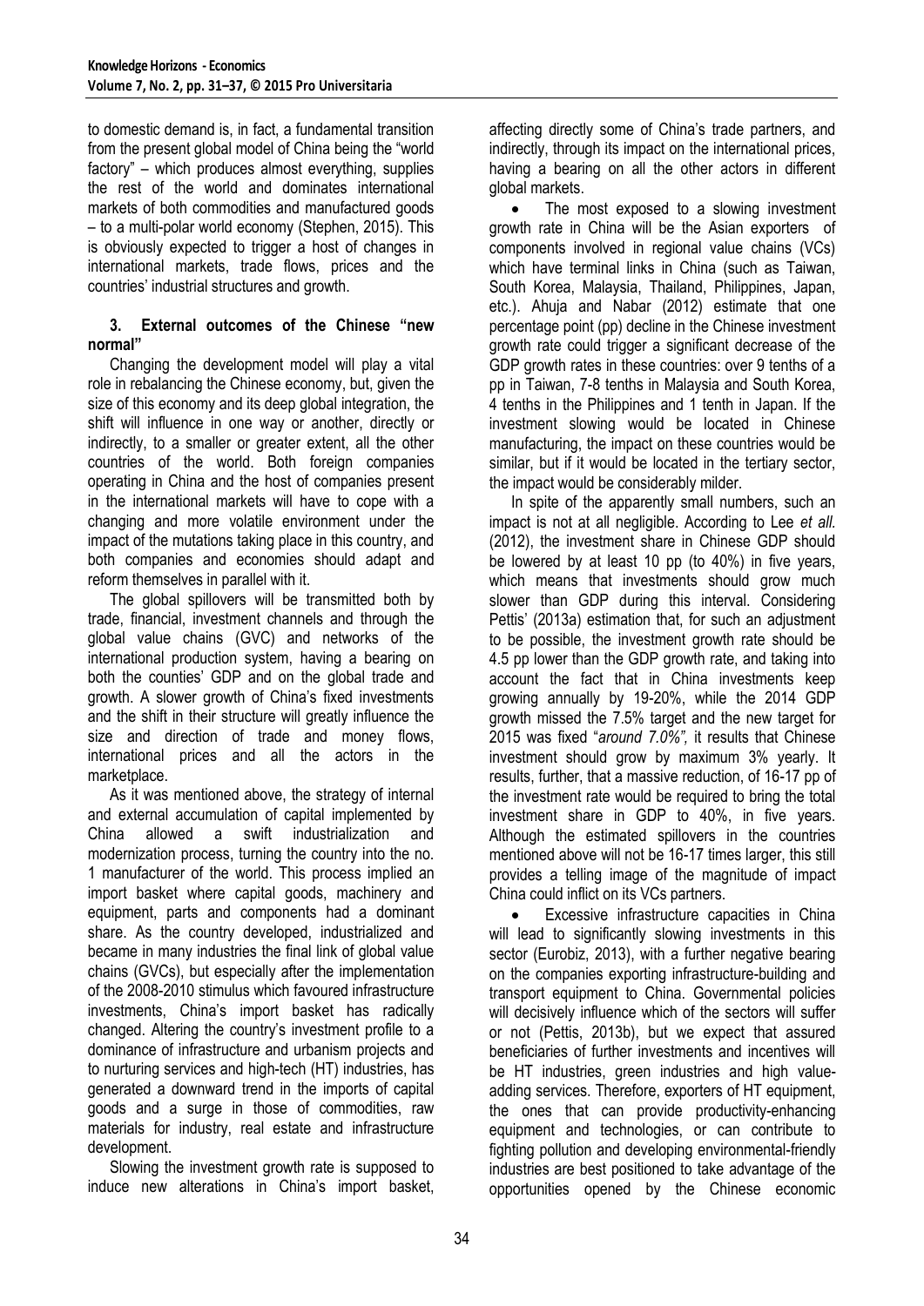to domestic demand is, in fact, a fundamental transition from the present global model of China being the "world factory" – which produces almost everything, supplies the rest of the world and dominates international markets of both commodities and manufactured goods – to a multi-polar world economy (Stephen, 2015). This is obviously expected to trigger a host of changes in international markets, trade flows, prices and the countries' industrial structures and growth.

## 3. External outcomes of the Chinese "new normal"

Changing the development model will play a vital role in rebalancing the Chinese economy, but, given the size of this economy and its deep global integration, the shift will influence in one way or another, directly or indirectly, to a smaller or greater extent, all the other countries of the world. Both foreign companies operating in China and the host of companies present in the international markets will have to cope with a changing and more volatile environment under the impact of the mutations taking place in this country, and both companies and economies should adapt and reform themselves in parallel with it.

The global spillovers will be transmitted both by trade, financial, investment channels and through the global value chains (GVC) and networks of the international production system, having a bearing on both the counties' GDP and on the global trade and growth. A slower growth of China's fixed investments and the shift in their structure will greatly influence the size and direction of trade and money flows, international prices and all the actors in the marketplace.

As it was mentioned above, the strategy of internal and external accumulation of capital implemented by China allowed a swift industrialization and modernization process, turning the country into the no. 1 manufacturer of the world. This process implied an import basket where capital goods, machinery and equipment, parts and components had a dominant share. As the country developed, industrialized and became in many industries the final link of global value chains (GVCs), but especially after the implementation of the 2008-2010 stimulus which favoured infrastructure investments, China's import basket has radically changed. Altering the country's investment profile to a dominance of infrastructure and urbanism projects and to nurturing services and high-tech (HT) industries, has generated a downward trend in the imports of capital goods and a surge in those of commodities, raw materials for industry, real estate and infrastructure development.

Slowing the investment growth rate is supposed to induce new alterations in China's import basket, affecting directly some of China's trade partners, and indirectly, through its impact on the international prices, having a bearing on all the other actors in different global markets.

- The most exposed to a slowing investment growth rate in China will be the Asian exporters of components involved in regional value chains (VCs) which have terminal links in China (such as Taiwan, South Korea, Malaysia, Thailand, Philippines, Japan, etc.). Ahuja and Nabar (2012) estimate that one percentage point (pp) decline in the Chinese investment growth rate could trigger a significant decrease of the GDP growth rates in these countries: over 9 tenths of a pp in Taiwan, 7-8 tenths in Malaysia and South Korea, 4 tenths in the Philippines and 1 tenth in Japan. If the investment slowing would be located in Chinese manufacturing, the impact on these countries would be similar, but if it would be located in the tertiary sector, the impact would be considerably milder.

In spite of the apparently small numbers, such an impact is not at all negligible. According to Lee *et all.* (2012), the investment share in Chinese GDP should be lowered by at least 10 pp (to 40%) in five years, which means that investments should grow much slower than GDP during this interval. Considering Pettis' (2013a) estimation that, for such an adjustment to be possible, the investment growth rate should be 4.5 pp lower than the GDP growth rate, and taking into account the fact that in China investments keep growing annually by 19-20%, while the 2014 GDP growth missed the 7.5% target and the new target for 2015 was fixed "*around 7.0%"*, it results that Chinese investment should grow by maximum 3% yearly. It results, further, that a massive reduction, of 16-17 pp of the investment rate would be required to bring the total investment share in GDP to 40%, in five years. Although the estimated spillovers in the countries mentioned above will not be 16-17 times larger, this still provides a telling image of the magnitude of impact China could inflict on its VCs partners.

- Excessive infrastructure capacities in China will lead to significantly slowing investments in this sector (Eurobiz, 2013), with a further negative bearing on the companies exporting infrastructure-building and transport equipment to China. Governmental policies will decisively influence which of the sectors will suffer or not (Pettis, 2013b), but we expect that assured beneficiaries of further investments and incentives will be HT industries, green industries and high value-adding services. Therefore, exporters of HT equipment, the ones that can provide productivity-enhancing equipment and technologies, or can contribute to fighting pollution and developing environmental-friendly industries are best positioned to take advantage of the opportunities opened by the Chinese economic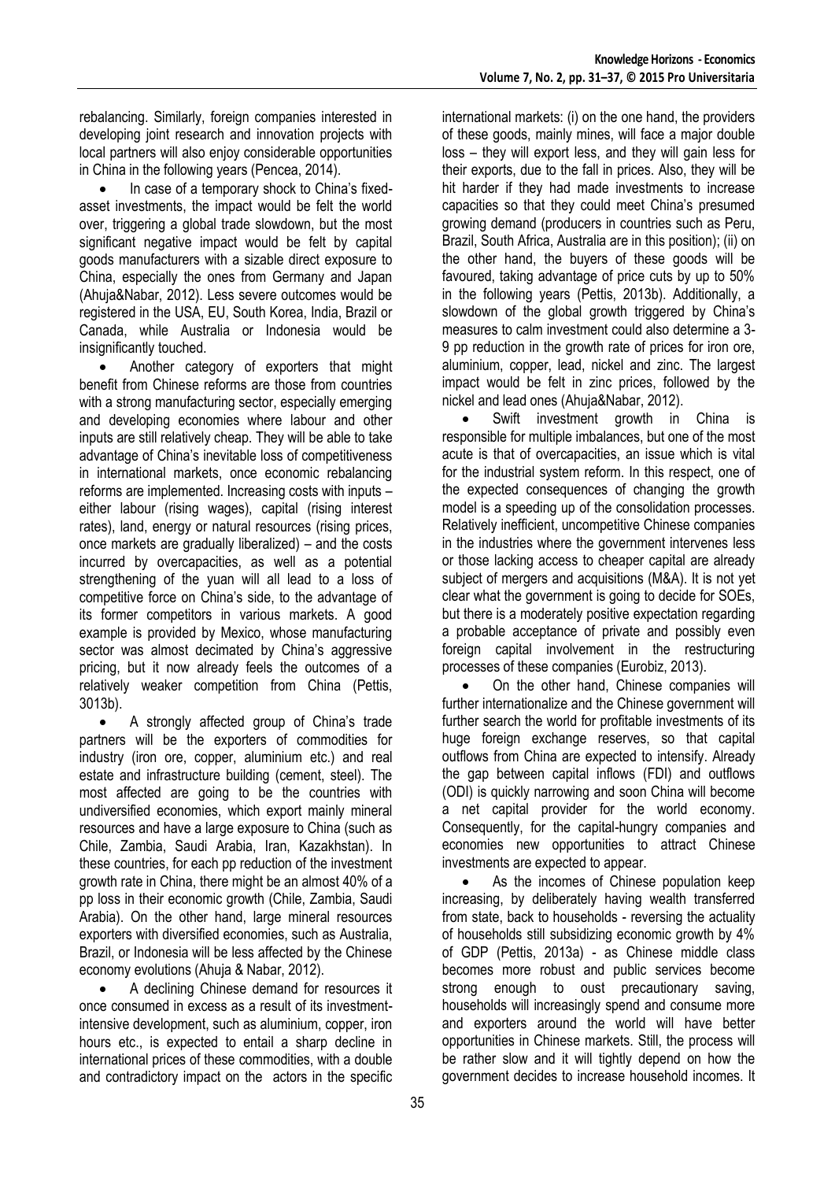rebalancing. Similarly, foreign companies interested in developing joint research and innovation projects with local partners will also enjoy considerable opportunities in China in the following years (Pencea, 2014).

- In case of a temporary shock to China's fixed-asset investments, the impact would be felt the world over, triggering a global trade slowdown, but the most significant negative impact would be felt by capital goods manufacturers with a sizable direct exposure to China, especially the ones from Germany and Japan (Ahuja&Nabar, 2012). Less severe outcomes would be registered in the USA, EU, South Korea, India, Brazil or Canada, while Australia or Indonesia would be insignificantly touched.

- Another category of exporters that might benefit from Chinese reforms are those from countries with a strong manufacturing sector, especially emerging and developing economies where labour and other inputs are still relatively cheap. They will be able to take advantage of China's inevitable loss of competitiveness in international markets, once economic rebalancing reforms are implemented. Increasing costs with inputs – either labour (rising wages), capital (rising interest rates), land, energy or natural resources (rising prices, once markets are gradually liberalized) – and the costs incurred by overcapacities, as well as a potential strengthening of the yuan will all lead to a loss of competitive force on China's side, to the advantage of its former competitors in various markets. A good example is provided by Mexico, whose manufacturing sector was almost decimated by China's aggressive pricing, but it now already feels the outcomes of a relatively weaker competition from China (Pettis, 3013b).

- A strongly affected group of China's trade partners will be the exporters of commodities for industry (iron ore, copper, aluminium etc.) and real estate and infrastructure building (cement, steel). The most affected are going to be the countries with undiversified economies, which export mainly mineral resources and have a large exposure to China (such as Chile, Zambia, Saudi Arabia, Iran, Kazakhstan). In these countries, for each pp reduction of the investment growth rate in China, there might be an almost 40% of a pp loss in their economic growth (Chile, Zambia, Saudi Arabia). On the other hand, large mineral resources exporters with diversified economies, such as Australia, Brazil, or Indonesia will be less affected by the Chinese economy evolutions (Ahuja & Nabar, 2012).

- A declining Chinese demand for resources it once consumed in excess as a result of its investment-intensive development, such as aluminium, copper, iron hours etc., is expected to entail a sharp decline in international prices of these commodities, with a double and contradictory impact on the actors in the specific international markets: (i) on the one hand, the providers of these goods, mainly mines, will face a major double loss – they will export less, and they will gain less for their exports, due to the fall in prices. Also, they will be hit harder if they had made investments to increase capacities so that they could meet China's presumed growing demand (producers in countries such as Peru, Brazil, South Africa, Australia are in this position); (ii) on the other hand, the buyers of these goods will be favoured, taking advantage of price cuts by up to 50% in the following years (Pettis, 2013b). Additionally, a slowdown of the global growth triggered by China's measures to calm investment could also determine a 3-9 pp reduction in the growth rate of prices for iron ore, aluminium, copper, lead, nickel and zinc. The largest impact would be felt in zinc prices, followed by the nickel and lead ones (Ahuja&Nabar, 2012).

- Swift investment growth in China is responsible for multiple imbalances, but one of the most acute is that of overcapacities, an issue which is vital for the industrial system reform. In this respect, one of the expected consequences of changing the growth model is a speeding up of the consolidation processes. Relatively inefficient, uncompetitive Chinese companies in the industries where the government intervenes less or those lacking access to cheaper capital are already subject of mergers and acquisitions (M&A). It is not yet clear what the government is going to decide for SOEs, but there is a moderately positive expectation regarding a probable acceptance of private and possibly even foreign capital involvement in the restructuring processes of these companies (Eurobiz, 2013).

- On the other hand, Chinese companies will further internationalize and the Chinese government will further search the world for profitable investments of its huge foreign exchange reserves, so that capital outflows from China are expected to intensify. Already the gap between capital inflows (FDI) and outflows (ODI) is quickly narrowing and soon China will become a net capital provider for the world economy. Consequently, for the capital-hungry companies and economies new opportunities to attract Chinese investments are expected to appear.

- As the incomes of Chinese population keep increasing, by deliberately having wealth transferred from state, back to households - reversing the actuality of households still subsidizing economic growth by 4% of GDP (Pettis, 2013a) - as Chinese middle class becomes more robust and public services become strong enough to oust precautionary saving, households will increasingly spend and consume more and exporters around the world will have better opportunities in Chinese markets. Still, the process will be rather slow and it will tightly depend on how the government decides to increase household incomes. It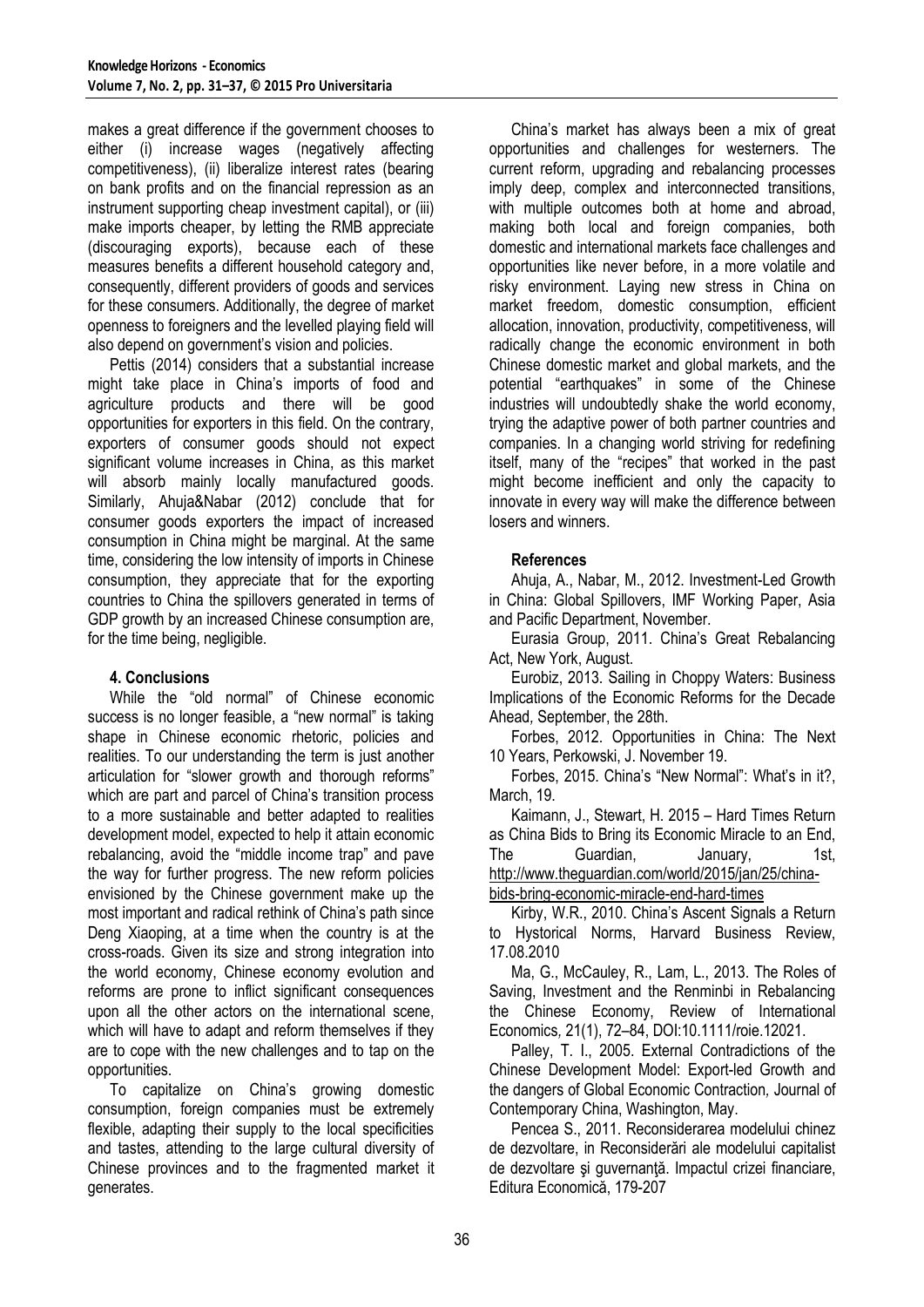makes a great difference if the government chooses to either (i) increase wages (negatively affecting competitiveness), (ii) liberalize interest rates (bearing on bank profits and on the financial repression as an instrument supporting cheap investment capital), or (iii) make imports cheaper, by letting the RMB appreciate (discouraging exports), because each of these measures benefits a different household category and, consequently, different providers of goods and services for these consumers. Additionally, the degree of market openness to foreigners and the levelled playing field will also depend on government's vision and policies.

Pettis (2014) considers that a substantial increase might take place in China's imports of food and agriculture products and there will be good opportunities for exporters in this field. On the contrary, exporters of consumer goods should not expect significant volume increases in China, as this market will absorb mainly locally manufactured goods. Similarly, Ahuja&Nabar (2012) conclude that for consumer goods exporters the impact of increased consumption in China might be marginal. At the same time, considering the low intensity of imports in Chinese consumption, they appreciate that for the exporting countries to China the spillovers generated in terms of GDP growth by an increased Chinese consumption are, for the time being, negligible.

## 4. Conclusions

While the "old normal" of Chinese economic success is no longer feasible, a "new normal" is taking shape in Chinese economic rhetoric, policies and realities. To our understanding the term is just another articulation for "slower growth and thorough reforms" which are part and parcel of China's transition process to a more sustainable and better adapted to realities development model, expected to help it attain economic rebalancing, avoid the "middle income trap" and pave the way for further progress. The new reform policies envisioned by the Chinese government make up the most important and radical rethink of China's path since Deng Xiaoping, at a time when the country is at the cross-roads. Given its size and strong integration into the world economy, Chinese economy evolution and reforms are prone to inflict significant consequences upon all the other actors on the international scene, which will have to adapt and reform themselves if they are to cope with the new challenges and to tap on the opportunities.

To capitalize on China's growing domestic consumption, foreign companies must be extremely flexible, adapting their supply to the local specificities and tastes, attending to the large cultural diversity of Chinese provinces and to the fragmented market it generates.

China's market has always been a mix of great opportunities and challenges for westerners. The current reform, upgrading and rebalancing processes imply deep, complex and interconnected transitions, with multiple outcomes both at home and abroad, making both local and foreign companies, both domestic and international markets face challenges and opportunities like never before, in a more volatile and risky environment. Laying new stress in China on market freedom, domestic consumption, efficient allocation, innovation, productivity, competitiveness, will radically change the economic environment in both Chinese domestic market and global markets, and the potential "earthquakes" in some of the Chinese industries will undoubtedly shake the world economy, trying the adaptive power of both partner countries and companies. In a changing world striving for redefining itself, many of the "recipes" that worked in the past might become inefficient and only the capacity to innovate in every way will make the difference between losers and winners.

## References

Ahuja, A., Nabar, M., 2012. Investment-Led Growth in China: Global Spillovers, IMF Working Paper, Asia and Pacific Department, November.

Eurasia Group, 2011. China's Great Rebalancing Act, New York, August.

Eurobiz, 2013. Sailing in Choppy Waters: Business Implications of the Economic Reforms for the Decade Ahead, September, the 28th.

Forbes, 2012. Opportunities in China: The Next 10 Years, Perkowski, J. November 19.

Forbes, 2015. China's "New Normal": What's in it?, March, 19.

Kaimann, J., Stewart, H. 2015 – Hard Times Return as China Bids to Bring its Economic Miracle to an End, The Guardian, January, 1st, http://www.theguardian.com/world/2015/jan/25/china-bids-bring-economic-miracle-end-hard-times

Kirby, W.R., 2010. China's Ascent Signals a Return to Hystorical Norms, Harvard Business Review, 17.08.2010

Ma, G., McCauley, R., Lam, L., 2013. The Roles of Saving, Investment and the Renminbi in Rebalancing the Chinese Economy, Review of International Economics, 21(1), 72–84, DOI:10.1111/roie.12021.

Palley, T. I., 2005. External Contradictions of the Chinese Development Model: Export-led Growth and the dangers of Global Economic Contraction, Journal of Contemporary China, Washington, May.

Pencea S., 2011. Reconsiderarea modelului chinez de dezvoltare, in Reconsiderări ale modelului capitalist de dezvoltare şi guvernanţă. Impactul crizei financiare, Editura Economică, 179-207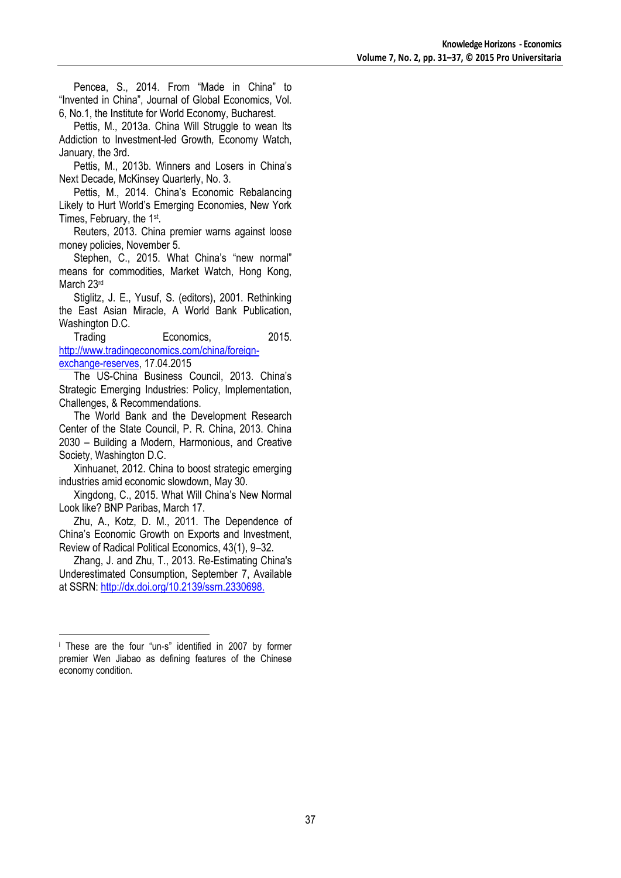Pencea, S., 2014. From "Made in China" to "Invented in China", Journal of Global Economics, Vol. 6, No.1, the Institute for World Economy, Bucharest.

Pettis, M., 2013a. China Will Struggle to wean Its Addiction to Investment-led Growth, Economy Watch, January, the 3rd.

Pettis, M., 2013b. Winners and Losers in China's Next Decade, McKinsey Quarterly, No. 3.

Pettis, M., 2014. China's Economic Rebalancing Likely to Hurt World's Emerging Economies, New York Times, February, the 1st.

Reuters, 2013. China premier warns against loose money policies, November 5.

Stephen, C., 2015. What China's "new normal" means for commodities, Market Watch, Hong Kong, March 23rd

Stiglitz, J. E., Yusuf, S. (editors), 2001. Rethinking the East Asian Miracle, A World Bank Publication, Washington D.C.

Trading Economics, 2015. http://www.tradingeconomics.com/china/foreign-exchange-reserves, 17.04.2015

The US-China Business Council, 2013. China's Strategic Emerging Industries: Policy, Implementation, Challenges, & Recommendations.

The World Bank and the Development Research Center of the State Council, P. R. China, 2013. China 2030 – Building a Modern, Harmonious, and Creative Society, Washington D.C.

Xinhuanet, 2012. China to boost strategic emerging industries amid economic slowdown, May 30.

Xingdong, C., 2015. What Will China's New Normal Look like? BNP Paribas, March 17.

Zhu, A., Kotz, D. M., 2011. The Dependence of China's Economic Growth on Exports and Investment, Review of Radical Political Economics, 43(1), 9–32.

Zhang, J. and Zhu, T., 2013. Re-Estimating China's Underestimated Consumption, September 7, Available at SSRN: http://dx.doi.org/10.2139/ssrn.2330698.

---

[i] These are the four "un-s" identified in 2007 by former premier Wen Jiabao as defining features of the Chinese economy condition.